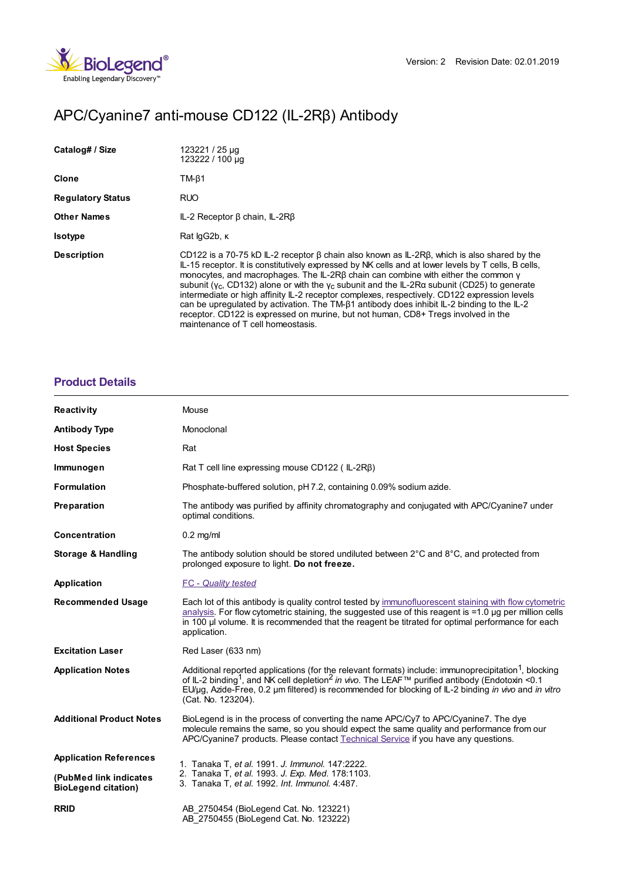Version: 2 Revision Date: 02.01.2019

# APC/Cyanine7 anti-mouse CD122 (IL-2Rβ) Antibody

| | |
|---|---|
| **Catalog# / Size** | 123221 / 25 µg<br>123222 / 100 µg |
| **Clone** | TM-β1 |
| **Regulatory Status** | RUO |
| **Other Names** | IL-2 Receptor β chain, IL-2Rβ |
| **Isotype** | Rat IgG2b, κ |
| **Description** | CD122 is a 70-75 kD IL-2 receptor β chain also known as IL-2Rβ, which is also shared by the IL-15 receptor. It is constitutively expressed by NK cells and at lower levels by T cells, B cells, monocytes, and macrophages. The IL-2Rβ chain can combine with either the common γ subunit ($\gamma_c$, CD132) alone or with the $\gamma_c$ subunit and the IL-2Rα subunit (CD25) to generate intermediate or high affinity IL-2 receptor complexes, respectively. CD122 expression levels can be upregulated by activation. The TM-β1 antibody does inhibit IL-2 binding to the IL-2 receptor. CD122 is expressed on murine, but not human, CD8+ Tregs involved in the maintenance of T cell homeostasis. |

## Product Details

| | |
|---|---|
| **Reactivity** | Mouse |
| **Antibody Type** | Monoclonal |
| **Host Species** | Rat |
| **Immunogen** | Rat T cell line expressing mouse CD122 ( IL-2Rβ) |
| **Formulation** | Phosphate-buffered solution, pH 7.2, containing 0.09% sodium azide. |
| **Preparation** | The antibody was purified by affinity chromatography and conjugated with APC/Cyanine7 under optimal conditions. |
| **Concentration** | 0.2 mg/ml |
| **Storage & Handling** | The antibody solution should be stored undiluted between 2°C and 8°C, and protected from prolonged exposure to light. **Do not freeze.** |
| **Application** | FC - *Quality tested* |
| **Recommended Usage** | Each lot of this antibody is quality control tested by immunofluorescent staining with flow cytometric analysis. For flow cytometric staining, the suggested use of this reagent is =1.0 µg per million cells in 100 µl volume. It is recommended that the reagent be titrated for optimal performance for each application. |
| **Excitation Laser** | Red Laser (633 nm) |
| **Application Notes** | Additional reported applications (for the relevant formats) include: immunoprecipitation[1], blocking of IL-2 binding[1], and NK cell depletion[2] *in vivo*. The LEAF™ purified antibody (Endotoxin <0.1 EU/µg, Azide-Free, 0.2 µm filtered) is recommended for blocking of IL-2 binding *in vivo* and *in vitro* (Cat. No. 123204). |
| **Additional Product Notes** | BioLegend is in the process of converting the name APC/Cy7 to APC/Cyanine7. The dye molecule remains the same, so you should expect the same quality and performance from our APC/Cyanine7 products. Please contact Technical Service if you have any questions. |
| **Application References**<br>**(PubMed link indicates BioLegend citation)** | 1. Tanaka T, *et al.* 1991. *J. Immunol.* 147:2222.<br>2. Tanaka T, *et al.* 1993. *J. Exp. Med.* 178:1103.<br>3. Tanaka T, *et al.* 1992. *Int. Immunol.* 4:487. |
| **RRID** | AB_2750454 (BioLegend Cat. No. 123221)<br>AB_2750455 (BioLegend Cat. No. 123222) |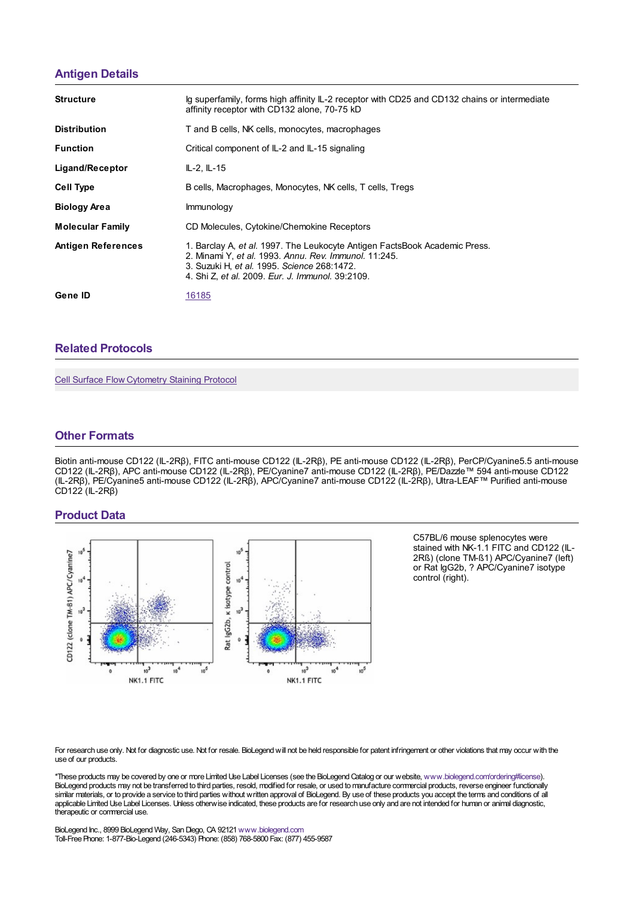## Antigen Details

| | |
|---|---|
| **Structure** | Ig superfamily, forms high affinity IL-2 receptor with CD25 and CD132 chains or intermediate affinity receptor with CD132 alone, 70-75 kD |
| **Distribution** | T and B cells, NK cells, monocytes, macrophages |
| **Function** | Critical component of IL-2 and IL-15 signaling |
| **Ligand/Receptor** | IL-2, IL-15 |
| **Cell Type** | B cells, Macrophages, Monocytes, NK cells, T cells, Tregs |
| **Biology Area** | Immunology |
| **Molecular Family** | CD Molecules, Cytokine/Chemokine Receptors |
| **Antigen References** | 1. Barclay A, *et al.* 1997. The Leukocyte Antigen FactsBook Academic Press.<br>2. Minami Y, *et al.* 1993. *Annu. Rev. Immunol.* 11:245.<br>3. Suzuki H, *et al.* 1995. *Science* 268:1472.<br>4. Shi Z, *et al.* 2009. *Eur. J. Immunol.* 39:2109. |
| **Gene ID** | 16185 |

## Related Protocols

Cell Surface Flow Cytometry Staining Protocol

## Other Formats

Biotin anti-mouse CD122 (IL-2Rβ), FITC anti-mouse CD122 (IL-2Rβ), PE anti-mouse CD122 (IL-2Rβ), PerCP/Cyanine5.5 anti-mouse CD122 (IL-2Rβ), APC anti-mouse CD122 (IL-2Rβ), PE/Cyanine7 anti-mouse CD122 (IL-2Rβ), PE/Dazzle™ 594 anti-mouse CD122 (IL-2Rβ), PE/Cyanine5 anti-mouse CD122 (IL-2Rβ), APC/Cyanine7 anti-mouse CD122 (IL-2Rβ), Ultra-LEAF™ Purified anti-mouse CD122 (IL-2Rβ)

## Product Data

CD122 (clone TM-β1) APC/Cyanine7

NK1.1 FITC

Rat IgG2b, κ isotype control

NK1.1 FITC

C57BL/6 mouse splenocytes were stained with NK-1.1 FITC and CD122 (IL-2Rß) (clone TM-ß1) APC/Cyanine7 (left) or Rat IgG2b, ? APC/Cyanine7 isotype control (right).

For research use only. Not for diagnostic use. Not for resale. BioLegend will not be held responsible for patent infringement or other violations that may occur with the use of our products.

*These products may be covered by one or more Limited Use Label Licenses (see the BioLegend Catalog or our website, www.biolegend.com/ordering#license). BioLegend products may not be transferred to third parties, resold, modified for resale, or used to manufacture commercial products, reverse engineer functionally similar materials, or to provide a service to third parties without written approval of BioLegend. By use of these products you accept the terms and conditions of all applicable Limited Use Label Licenses. Unless otherwise indicated, these products are for research use only and are not intended for human or animal diagnostic, therapeutic or commercial use.

BioLegend Inc., 8999 BioLegend Way, San Diego, CA 92121 www.biolegend.com
Toll-Free Phone: 1-877-Bio-Legend (246-5343) Phone: (858) 768-5800 Fax: (877) 455-9587